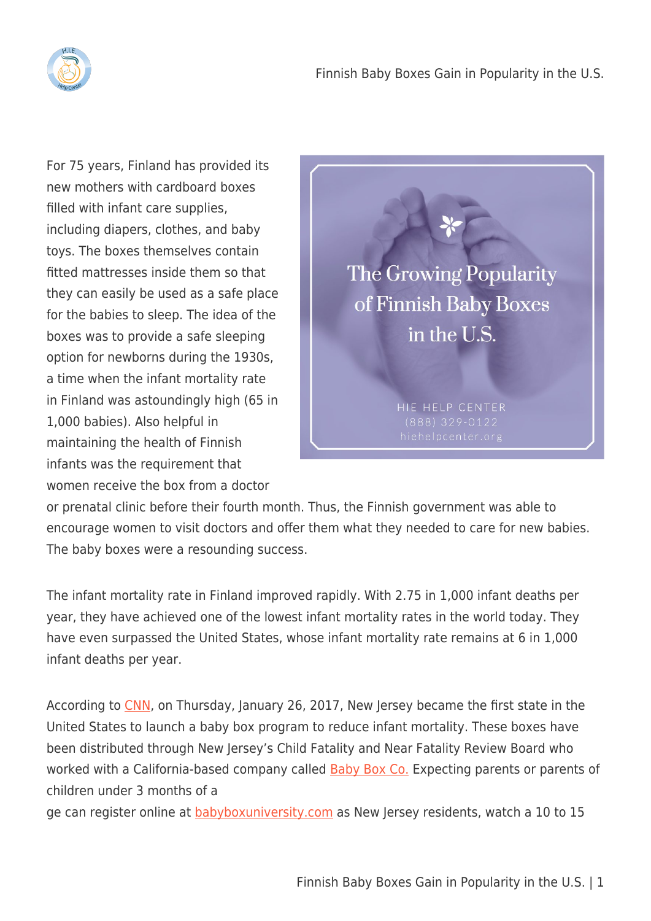For 75 years, Finland has provided its new mothers with cardboard boxes filled with infant care supplies, including diapers, clothes, and baby toys. The boxes themselves contain fitted mattresses inside them so that they can easily be used as a safe place for the babies to sleep. The idea of the boxes was to provide a safe sleeping option for newborns during the 1930s, a time when the infant mortality rate in Finland was astoundingly high (65 in 1,000 babies). Also helpful in maintaining the health of Finnish infants was the requirement that women receive the box from a doctor or prenatal clinic before their fourth month. Thus, the Finnish government was able to encourage women to visit doctors and offer them what they needed to care for new babies. The baby boxes were a resounding success.

The infant mortality rate in Finland improved rapidly. With 2.75 in 1,000 infant deaths per year, they have achieved one of the lowest infant mortality rates in the world today. They have even surpassed the United States, whose infant mortality rate remains at 6 in 1,000 infant deaths per year.

According to CNN, on Thursday, January 26, 2017, New Jersey became the first state in the United States to launch a baby box program to reduce infant mortality. These boxes have been distributed through New Jersey's Child Fatality and Near Fatality Review Board who worked with a California-based company called Baby Box Co. Expecting parents or parents of children under 3 months of age can register online at babyboxuniversity.com as New Jersey residents, watch a 10 to 15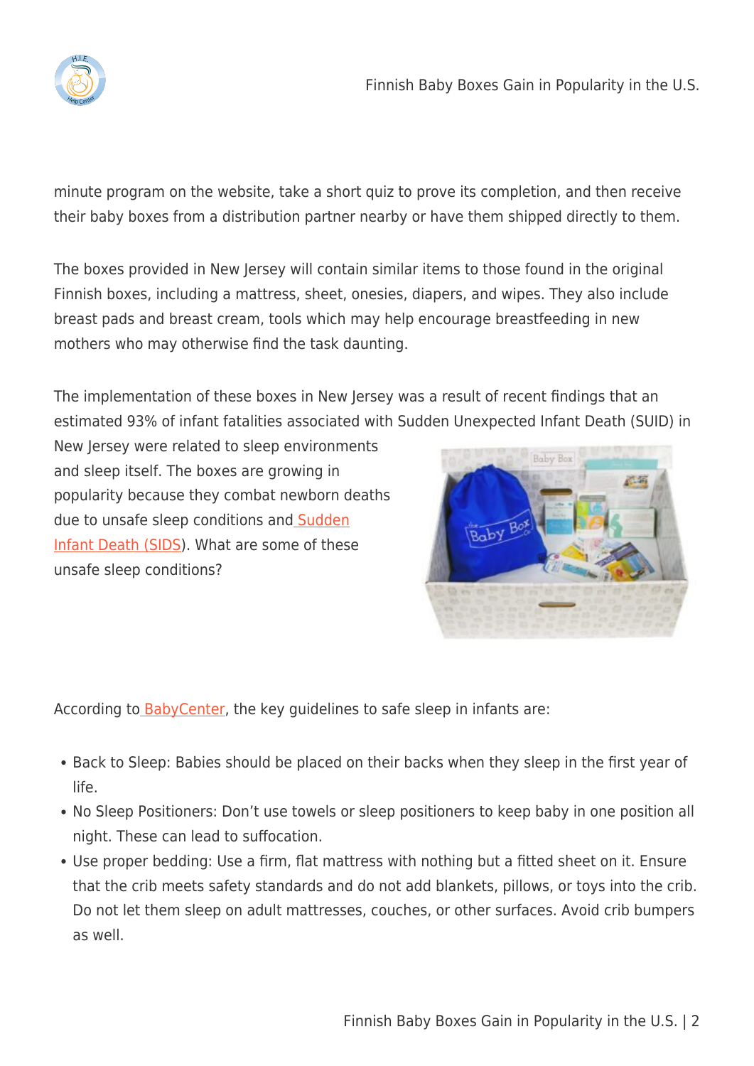minute program on the website, take a short quiz to prove its completion, and then receive their baby boxes from a distribution partner nearby or have them shipped directly to them.

The boxes provided in New Jersey will contain similar items to those found in the original Finnish boxes, including a mattress, sheet, onesies, diapers, and wipes. They also include breast pads and breast cream, tools which may help encourage breastfeeding in new mothers who may otherwise find the task daunting.

The implementation of these boxes in New Jersey was a result of recent findings that an estimated 93% of infant fatalities associated with Sudden Unexpected Infant Death (SUID) in New Jersey were related to sleep environments and sleep itself. The boxes are growing in popularity because they combat newborn deaths due to unsafe sleep conditions and Sudden Infant Death (SIDS). What are some of these unsafe sleep conditions?

According to BabyCenter, the key guidelines to safe sleep in infants are:

- Back to Sleep: Babies should be placed on their backs when they sleep in the first year of life.
- No Sleep Positioners: Don't use towels or sleep positioners to keep baby in one position all night. These can lead to suffocation.
- Use proper bedding: Use a firm, flat mattress with nothing but a fitted sheet on it. Ensure that the crib meets safety standards and do not add blankets, pillows, or toys into the crib. Do not let them sleep on adult mattresses, couches, or other surfaces. Avoid crib bumpers as well.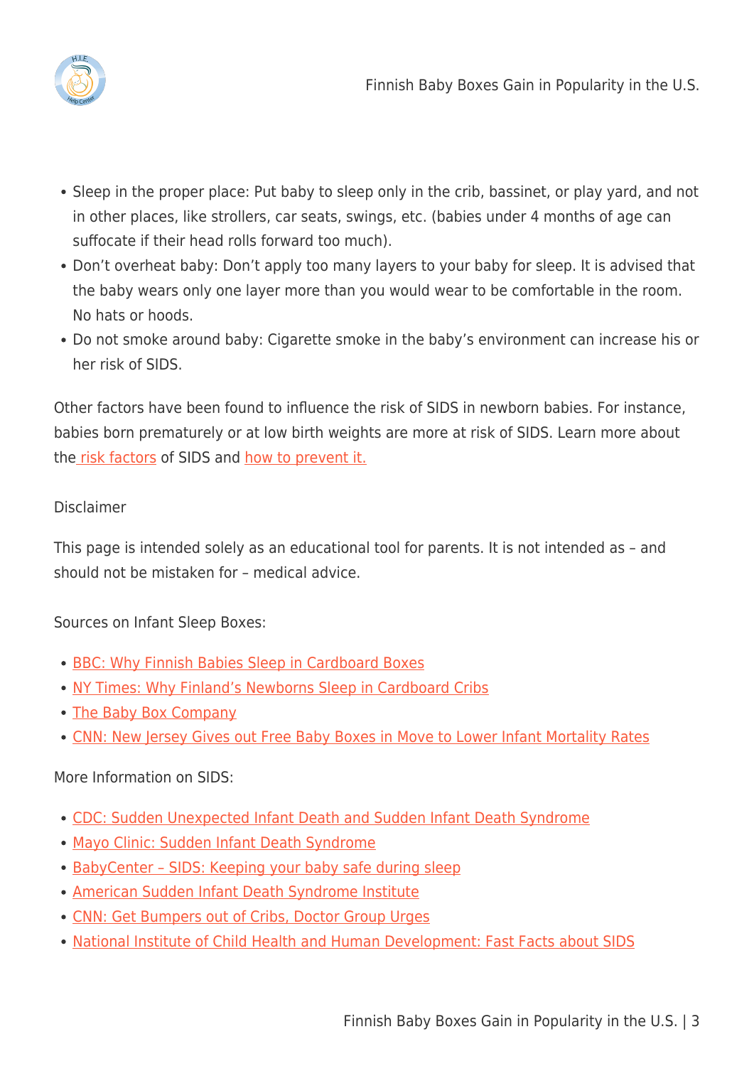- Sleep in the proper place: Put baby to sleep only in the crib, bassinet, or play yard, and not in other places, like strollers, car seats, swings, etc. (babies under 4 months of age can suffocate if their head rolls forward too much).
- Don't overheat baby: Don't apply too many layers to your baby for sleep. It is advised that the baby wears only one layer more than you would wear to be comfortable in the room. No hats or hoods.
- Do not smoke around baby: Cigarette smoke in the baby's environment can increase his or her risk of SIDS.

Other factors have been found to influence the risk of SIDS in newborn babies. For instance, babies born prematurely or at low birth weights are more at risk of SIDS. Learn more about the risk factors of SIDS and how to prevent it.

Disclaimer

This page is intended solely as an educational tool for parents. It is not intended as – and should not be mistaken for – medical advice.

Sources on Infant Sleep Boxes:

- BBC: Why Finnish Babies Sleep in Cardboard Boxes
- NY Times: Why Finland's Newborns Sleep in Cardboard Cribs
- The Baby Box Company
- CNN: New Jersey Gives out Free Baby Boxes in Move to Lower Infant Mortality Rates

More Information on SIDS:

- CDC: Sudden Unexpected Infant Death and Sudden Infant Death Syndrome
- Mayo Clinic: Sudden Infant Death Syndrome
- BabyCenter – SIDS: Keeping your baby safe during sleep
- American Sudden Infant Death Syndrome Institute
- CNN: Get Bumpers out of Cribs, Doctor Group Urges
- National Institute of Child Health and Human Development: Fast Facts about SIDS